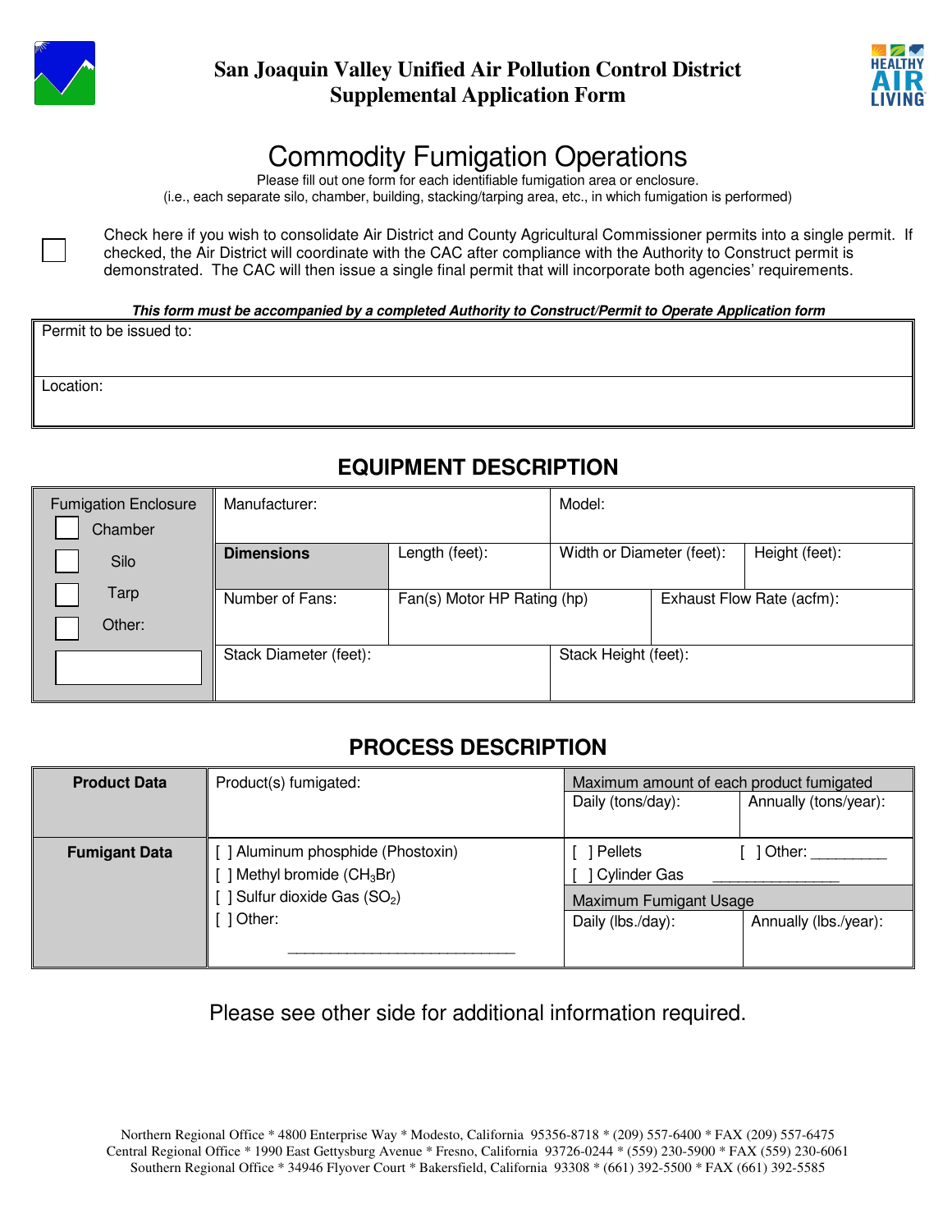# San Joaquin Valley Unified Air Pollution Control District
## Supplemental Application Form

# Commodity Fumigation Operations

Please fill out one form for each identifiable fumigation area or enclosure.
(i.e., each separate silo, chamber, building, stacking/tarping area, etc., in which fumigation is performed)

[ ] Check here if you wish to consolidate Air District and County Agricultural Commissioner permits into a single permit. If checked, the Air District will coordinate with the CAC after compliance with the Authority to Construct permit is demonstrated. The CAC will then issue a single final permit that will incorporate both agencies' requirements.

***This form must be accompanied by a completed Authority to Construct/Permit to Operate Application form***

| Permit to be issued to: |
|---|
| Location: |

## EQUIPMENT DESCRIPTION

| Fumigation Enclosure | | | | |
|---|---|---|---|---|
| [ ] Chamber<br>[ ] Silo<br>[ ] Tarp<br>[ ] Other: ________ | Manufacturer: | | Model: | |
| | **Dimensions** | Length (feet): | Width or Diameter (feet): | Height (feet): |
| | Number of Fans: | Fan(s) Motor HP Rating (hp) | Exhaust Flow Rate (acfm): | |
| | Stack Diameter (feet): | | Stack Height (feet): | |

## PROCESS DESCRIPTION

| | | Maximum amount of each product fumigated | |
|---|---|---|---|
| **Product Data** | Product(s) fumigated: | Daily (tons/day): | Annually (tons/year): |
| **Fumigant Data** | [ ] Aluminum phosphide (Phostoxin)<br>[ ] Methyl bromide ($CH_3Br$)<br>[ ] Sulfur dioxide Gas ($SO_2$)<br>[ ] Other: ____________________________ | [ ] Pellets [ ] Other: _________<br>[ ] Cylinder Gas _______________ | |
| | | Maximum Fumigant Usage | |
| | | Daily (lbs./day): | Annually (lbs./year): |

Please see other side for additional information required.

Northern Regional Office * 4800 Enterprise Way * Modesto, California 95356-8718 * (209) 557-6400 * FAX (209) 557-6475
Central Regional Office * 1990 East Gettysburg Avenue * Fresno, California 93726-0244 * (559) 230-5900 * FAX (559) 230-6061
Southern Regional Office * 34946 Flyover Court * Bakersfield, California 93308 * (661) 392-5500 * FAX (661) 392-5585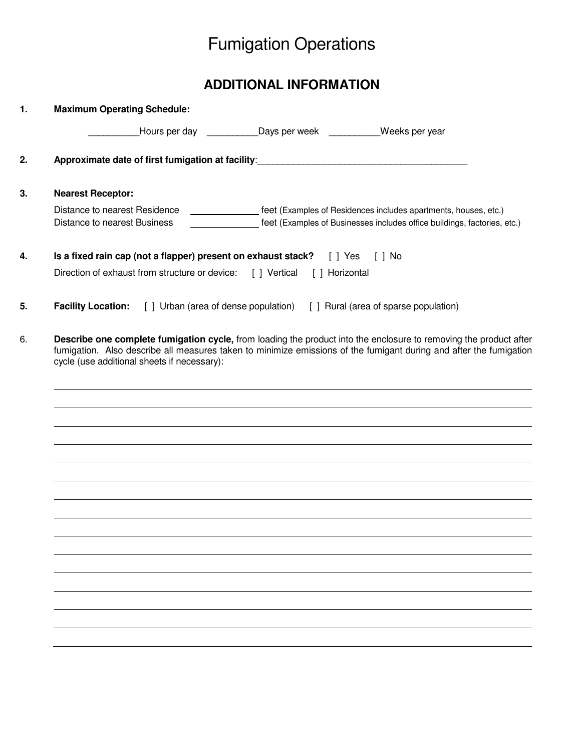# Fumigation Operations

## ADDITIONAL INFORMATION

**1. Maximum Operating Schedule:**

__________Hours per day __________Days per week __________Weeks per year

**2. Approximate date of first fumigation at facility**:__________________________________________

**3. Nearest Receptor:**

Distance to nearest Residence ____________ feet (Examples of Residences includes apartments, houses, etc.)
Distance to nearest Business ____________ feet (Examples of Businesses includes office buildings, factories, etc.)

**4. Is a fixed rain cap (not a flapper) present on exhaust stack?** [ ] Yes [ ] No

Direction of exhaust from structure or device: [ ] Vertical [ ] Horizontal

**5. Facility Location:** [ ] Urban (area of dense population) [ ] Rural (area of sparse population)

6. **Describe one complete fumigation cycle,** from loading the product into the enclosure to removing the product after fumigation. Also describe all measures taken to minimize emissions of the fumigant during and after the fumigation cycle (use additional sheets if necessary):

_______________________________________________________________________________

_______________________________________________________________________________

_______________________________________________________________________________

_______________________________________________________________________________

_______________________________________________________________________________

_______________________________________________________________________________

_______________________________________________________________________________

_______________________________________________________________________________

_______________________________________________________________________________

_______________________________________________________________________________

_______________________________________________________________________________

_______________________________________________________________________________

_______________________________________________________________________________

_______________________________________________________________________________